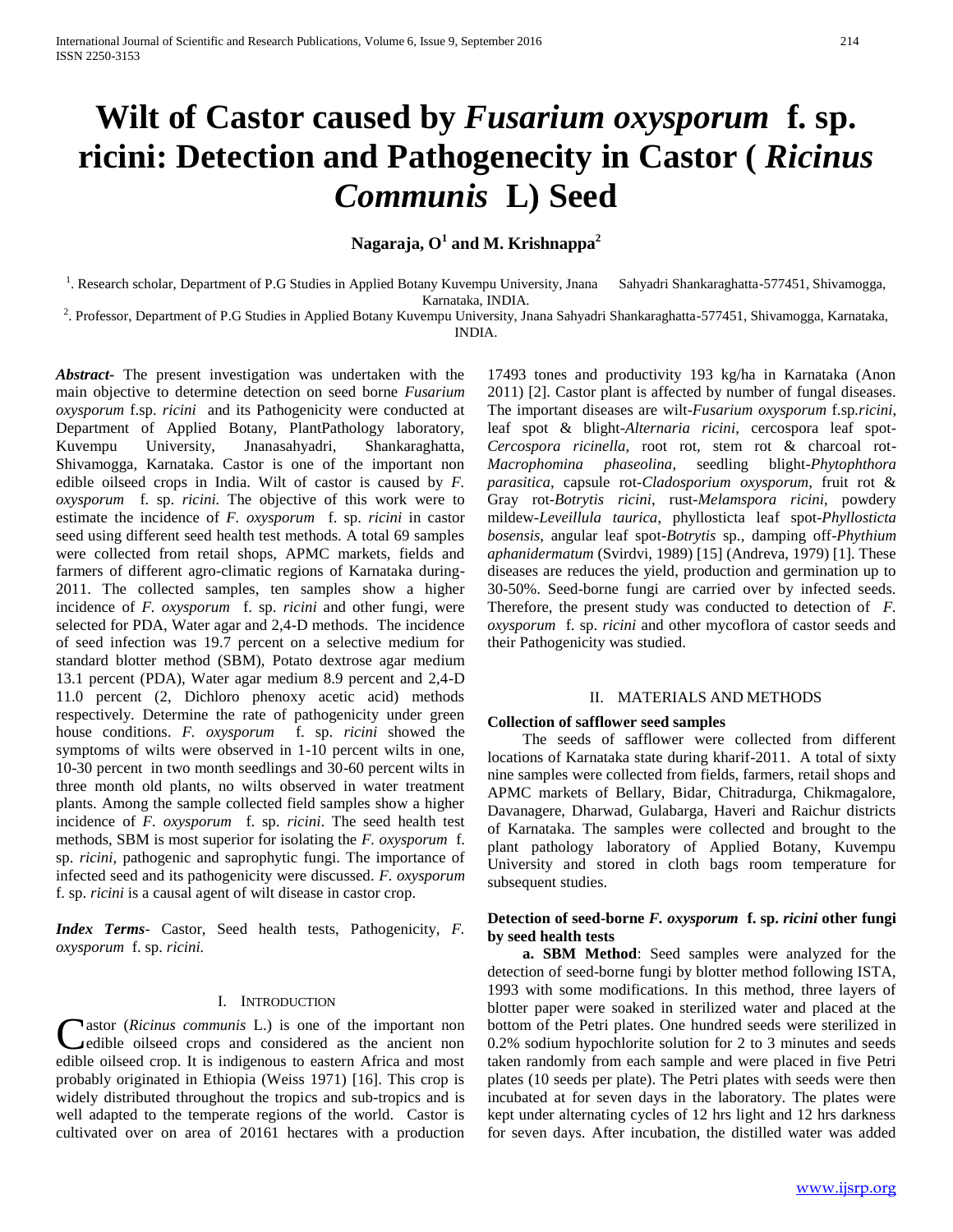# Wilt of Castor caused by *Fusarium oxysporum* f. sp. ricini: Detection and Pathogenecity in Castor ( *Ricinus Communis* L) Seed

**Nagaraja, O[1] and M. Krishnappa[2]**

[1]. Research scholar, Department of P.G Studies in Applied Botany Kuvempu University, Jnana Sahyadri Shankaraghatta-577451, Shivamogga, Karnataka, INDIA.

[2]. Professor, Department of P.G Studies in Applied Botany Kuvempu University, Jnana Sahyadri Shankaraghatta-577451, Shivamogga, Karnataka, INDIA.

***Abstract***- The present investigation was undertaken with the main objective to determine detection on seed borne *Fusarium oxysporum* f.sp. *ricini* and its Pathogenicity were conducted at Department of Applied Botany, PlantPathology laboratory, Kuvempu University, Jnanasahyadri, Shankaraghatta, Shivamogga, Karnataka. Castor is one of the important non edible oilseed crops in India. Wilt of castor is caused by *F. oxysporum* f. sp. *ricini.* The objective of this work were to estimate the incidence of *F. oxysporum* f. sp. *ricini* in castor seed using different seed health test methods. A total 69 samples were collected from retail shops, APMC markets, fields and farmers of different agro-climatic regions of Karnataka during-2011. The collected samples, ten samples show a higher incidence of *F. oxysporum* f. sp. *ricini* and other fungi, were selected for PDA, Water agar and 2,4-D methods. The incidence of seed infection was 19.7 percent on a selective medium for standard blotter method (SBM), Potato dextrose agar medium 13.1 percent (PDA), Water agar medium 8.9 percent and 2,4-D 11.0 percent (2, Dichloro phenoxy acetic acid) methods respectively. Determine the rate of pathogenicity under green house conditions. *F. oxysporum* f. sp. *ricini* showed the symptoms of wilts were observed in 1-10 percent wilts in one, 10-30 percent in two month seedlings and 30-60 percent wilts in three month old plants, no wilts observed in water treatment plants. Among the sample collected field samples show a higher incidence of *F. oxysporum* f. sp. *ricini*. The seed health test methods, SBM is most superior for isolating the *F. oxysporum* f. sp. *ricini,* pathogenic and saprophytic fungi. The importance of infected seed and its pathogenicity were discussed. *F. oxysporum* f. sp. *ricini* is a causal agent of wilt disease in castor crop.

***Index Terms***- Castor, Seed health tests, Pathogenicity, *F. oxysporum* f. sp. *ricini.*

## I. Introduction

Castor (*Ricinus communis* L.) is one of the important non edible oilseed crops and considered as the ancient non edible oilseed crop. It is indigenous to eastern Africa and most probably originated in Ethiopia (Weiss 1971) [16]. This crop is widely distributed throughout the tropics and sub-tropics and is well adapted to the temperate regions of the world. Castor is cultivated over on area of 20161 hectares with a production 17493 tones and productivity 193 kg/ha in Karnataka (Anon 2011) [2]. Castor plant is affected by number of fungal diseases. The important diseases are wilt-*Fusarium oxysporum* f.sp.*ricini*, leaf spot & blight-*Alternaria ricini*, cercospora leaf spot-*Cercospora ricinella*, root rot, stem rot & charcoal rot-*Macrophomina phaseolina*, seedling blight-*Phytophthora parasitica*, capsule rot-*Cladosporium oxysporum*, fruit rot & Gray rot-*Botrytis ricini*, rust-*Melamspora ricini*, powdery mildew-*Leveillula taurica*, phyllosticta leaf spot-*Phyllosticta bosensis*, angular leaf spot-*Botrytis* sp., damping off-*Phythium aphanidermatum* (Svirdvi, 1989) [15] (Andreva, 1979) [1]. These diseases are reduces the yield, production and germination up to 30-50%. Seed-borne fungi are carried over by infected seeds. Therefore, the present study was conducted to detection of *F. oxysporum* f. sp. *ricini* and other mycoflora of castor seeds and their Pathogenicity was studied.

## II. Materials and Methods

**Collection of safflower seed samples**

The seeds of safflower were collected from different locations of Karnataka state during kharif-2011. A total of sixty nine samples were collected from fields, farmers, retail shops and APMC markets of Bellary, Bidar, Chitradurga, Chikmagalore, Davanagere, Dharwad, Gulabarga, Haveri and Raichur districts of Karnataka. The samples were collected and brought to the plant pathology laboratory of Applied Botany, Kuvempu University and stored in cloth bags room temperature for subsequent studies.

**Detection of seed-borne *F. oxysporum* f. sp. *ricini* other fungi by seed health tests**

**a. SBM Method**: Seed samples were analyzed for the detection of seed-borne fungi by blotter method following ISTA, 1993 with some modifications. In this method, three layers of blotter paper were soaked in sterilized water and placed at the bottom of the Petri plates. One hundred seeds were sterilized in 0.2% sodium hypochlorite solution for 2 to 3 minutes and seeds taken randomly from each sample and were placed in five Petri plates (10 seeds per plate). The Petri plates with seeds were then incubated at for seven days in the laboratory. The plates were kept under alternating cycles of 12 hrs light and 12 hrs darkness for seven days. After incubation, the distilled water was added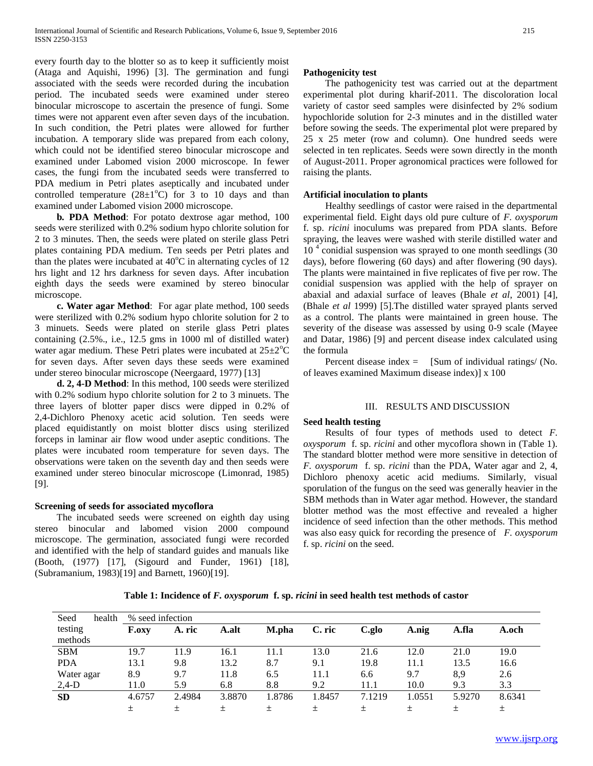every fourth day to the blotter so as to keep it sufficiently moist (Ataga and Aquishi, 1996) [3]. The germination and fungi associated with the seeds were recorded during the incubation period. The incubated seeds were examined under stereo binocular microscope to ascertain the presence of fungi. Some times were not apparent even after seven days of the incubation. In such condition, the Petri plates were allowed for further incubation. A temporary slide was prepared from each colony, which could not be identified stereo binocular microscope and examined under Labomed vision 2000 microscope. In fewer cases, the fungi from the incubated seeds were transferred to PDA medium in Petri plates aseptically and incubated under controlled temperature (28±1°C) for 3 to 10 days and than examined under Labomed vision 2000 microscope.

**b. PDA Method**: For potato dextrose agar method, 100 seeds were sterilized with 0.2% sodium hypo chlorite solution for 2 to 3 minutes. Then, the seeds were plated on sterile glass Petri plates containing PDA medium. Ten seeds per Petri plates and than the plates were incubated at 40°C in alternating cycles of 12 hrs light and 12 hrs darkness for seven days. After incubation eighth days the seeds were examined by stereo binocular microscope.

**c. Water agar Method**: For agar plate method, 100 seeds were sterilized with 0.2% sodium hypo chlorite solution for 2 to 3 minuets. Seeds were plated on sterile glass Petri plates containing (2.5%., i.e., 12.5 gms in 1000 ml of distilled water) water agar medium. These Petri plates were incubated at 25±2°C for seven days. After seven days these seeds were examined under stereo binocular microscope (Neergaard, 1977) [13]

**d. 2, 4-D Method**: In this method, 100 seeds were sterilized with 0.2% sodium hypo chlorite solution for 2 to 3 minuets. The three layers of blotter paper discs were dipped in 0.2% of 2,4-Dichloro Phenoxy acetic acid solution. Ten seeds were placed equidistantly on moist blotter discs using sterilized forceps in laminar air flow wood under aseptic conditions. The plates were incubated room temperature for seven days. The observations were taken on the seventh day and then seeds were examined under stereo binocular microscope (Limonrad, 1985) [9].

### Screening of seeds for associated mycoflora

The incubated seeds were screened on eighth day using stereo binocular and labomed vision 2000 compound microscope. The germination, associated fungi were recorded and identified with the help of standard guides and manuals like (Booth, (1977) [17], (Sigourd and Funder, 1961) [18], (Subramanium, 1983)[19] and Barnett, 1960)[19].

### Pathogenicity test

The pathogenicity test was carried out at the department experimental plot during kharif-2011. The discoloration local variety of castor seed samples were disinfected by 2% sodium hypochloride solution for 2-3 minutes and in the distilled water before sowing the seeds. The experimental plot were prepared by 25 x 25 meter (row and column). One hundred seeds were selected in ten replicates. Seeds were sown directly in the month of August-2011. Proper agronomical practices were followed for raising the plants.

### Artificial inoculation to plants

Healthy seedlings of castor were raised in the departmental experimental field. Eight days old pure culture of *F. oxysporum* f. sp. *ricini* inoculums was prepared from PDA slants. Before spraying, the leaves were washed with sterile distilled water and $10^{4}$ conidial suspension was sprayed to one month seedlings (30 days), before flowering (60 days) and after flowering (90 days). The plants were maintained in five replicates of five per row. The conidial suspension was applied with the help of sprayer on abaxial and adaxial surface of leaves (Bhale *et al*, 2001) [4], (Bhale *et al* 1999) [5].The distilled water sprayed plants served as a control. The plants were maintained in green house. The severity of the disease was assessed by using 0-9 scale (Mayee and Datar, 1986) [9] and percent disease index calculated using the formula

Percent disease index = [Sum of individual ratings/ (No. of leaves examined Maximum disease index)] x 100

## III. RESULTS AND DISCUSSION

### Seed health testing

Results of four types of methods used to detect *F. oxysporum* f. sp. *ricini* and other mycoflora shown in (Table 1). The standard blotter method were more sensitive in detection of *F. oxysporum* f. sp. *ricini* than the PDA, Water agar and 2, 4, Dichloro phenoxy acetic acid mediums. Similarly, visual sporulation of the fungus on the seed was generally heavier in the SBM methods than in Water agar method. However, the standard blotter method was the most effective and revealed a higher incidence of seed infection than the other methods. This method was also easy quick for recording the presence of *F. oxysporum* f. sp. *ricini* on the seed.

**Table 1: Incidence of *F. oxysporum* f. sp. *ricini* in seed health test methods of castor**

| Seed health testing methods | % seed infection | | | | | | | | |
|---|---|---|---|---|---|---|---|---|---|
| | **F.oxy** | **A. ric** | **A.alt** | **M.pha** | **C. ric** | **C.glo** | **A.nig** | **A.fla** | **A.och** |
| SBM | 19.7 | 11.9 | 16.1 | 11.1 | 13.0 | 21.6 | 12.0 | 21.0 | 19.0 |
| PDA | 13.1 | 9.8 | 13.2 | 8.7 | 9.1 | 19.8 | 11.1 | 13.5 | 16.6 |
| Water agar | 8.9 | 9.7 | 11.8 | 6.5 | 11.1 | 6.6 | 9.7 | 8,9 | 2.6 |
| 2,4-D | 11.0 | 5.9 | 6.8 | 8.8 | 9.2 | 11.1 | 10.0 | 9.3 | 3.3 |
| **SD** | 4.6757 ± | 2.4984 ± | 3.8870 ± | 1.8786 ± | 1.8457 ± | 7.1219 ± | 1.0551 ± | 5.9270 ± | 8.6341 ± |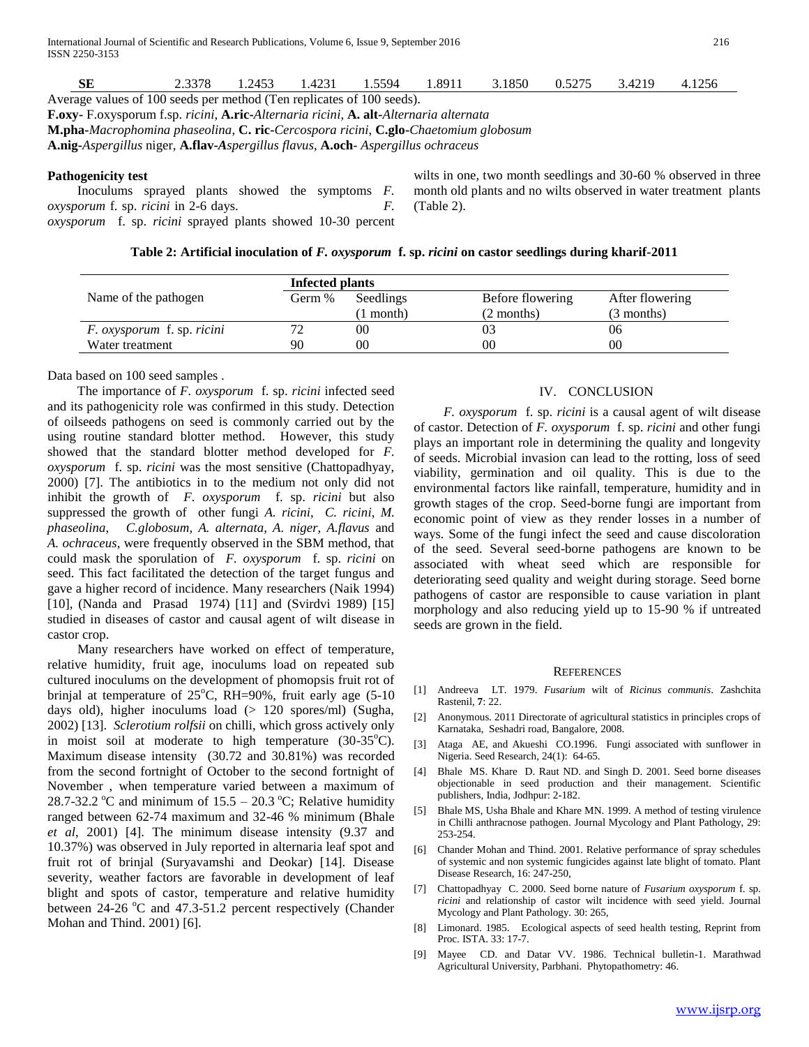| SE | 2.3378 | 1.2453 | 1.4231 | 1.5594 | 1.8911 | 3.1850 | 0.5275 | 3.4219 | 4.1256 |
|---|---|---|---|---|---|---|---|---|---|

Average values of 100 seeds per method (Ten replicates of 100 seeds).

**F.oxy-** F.oxysporum f.sp. *ricini*, **A.ric-***Alternaria ricini*, **A. alt-***Alternaria alternata*

**M.pha-***Macrophomina phaseolina*, **C. ric-***Cercospora ricini*, **C.glo-***Chaetomium globosum*

**A.nig-***Aspergillus* niger, **A.flav-***Aspergillus flavus*, **A.och-** *Aspergillus ochraceus*

**Pathogenicity test**

Inoculums sprayed plants showed the symptoms *F. oxysporum* f. sp. *ricini* in 2-6 days. *F. oxysporum* f. sp. *ricini* sprayed plants showed 10-30 percent wilts in one, two month seedlings and 30-60 % observed in three month old plants and no wilts observed in water treatment plants (Table 2).

**Table 2: Artificial inoculation of *F. oxysporum* f. sp. *ricini* on castor seedlings during kharif-2011**

| Name of the pathogen | Infected plants | | | |
|---|---|---|---|---|
| | Germ % | Seedlings (1 month) | Before flowering (2 months) | After flowering (3 months) |
| *F. oxysporum* f. sp. *ricini* | 72 | 00 | 03 | 06 |
| Water treatment | 90 | 00 | 00 | 00 |

Data based on 100 seed samples .

The importance of *F. oxysporum* f. sp. *ricini* infected seed and its pathogenicity role was confirmed in this study. Detection of oilseeds pathogens on seed is commonly carried out by the using routine standard blotter method. However, this study showed that the standard blotter method developed for *F. oxysporum* f. sp. *ricini* was the most sensitive (Chattopadhyay, 2000) [7]. The antibiotics in to the medium not only did not inhibit the growth of *F. oxysporum* f. sp. *ricini* but also suppressed the growth of other fungi *A. ricini*, *C. ricini*, *M. phaseolina*, *C.globosum*, *A. alternata*, *A. niger*, *A.flavus* and *A. ochraceus*, were frequently observed in the SBM method, that could mask the sporulation of *F. oxysporum* f. sp. *ricini* on seed. This fact facilitated the detection of the target fungus and gave a higher record of incidence. Many researchers (Naik 1994) [10], (Nanda and Prasad 1974) [11] and (Svirdvi 1989) [15] studied in diseases of castor and causal agent of wilt disease in castor crop.

Many researchers have worked on effect of temperature, relative humidity, fruit age, inoculums load on repeated sub cultured inoculums on the development of phomopsis fruit rot of brinjal at temperature of 25$^{o}$C, RH=90%, fruit early age (5-10 days old), higher inoculums load (> 120 spores/ml) (Sugha, 2002) [13]. *Sclerotium rolfsii* on chilli, which gross actively only in moist soil at moderate to high temperature (30-35$^{o}$C). Maximum disease intensity (30.72 and 30.81%) was recorded from the second fortnight of October to the second fortnight of November , when temperature varied between a maximum of 28.7-32.2 $^{o}$C and minimum of 15.5 – 20.3 $^{o}$C; Relative humidity ranged between 62-74 maximum and 32-46 % minimum (Bhale *et al*, 2001) [4]. The minimum disease intensity (9.37 and 10.37%) was observed in July reported in alternaria leaf spot and fruit rot of brinjal (Suryavamshi and Deokar) [14]. Disease severity, weather factors are favorable in development of leaf blight and spots of castor, temperature and relative humidity between 24-26 $^{o}$C and 47.3-51.2 percent respectively (Chander Mohan and Thind. 2001) [6].

## IV. CONCLUSION

*F. oxysporum* f. sp. *ricini* is a causal agent of wilt disease of castor. Detection of *F. oxysporum* f. sp. *ricini* and other fungi plays an important role in determining the quality and longevity of seeds. Microbial invasion can lead to the rotting, loss of seed viability, germination and oil quality. This is due to the environmental factors like rainfall, temperature, humidity and in growth stages of the crop. Seed-borne fungi are important from economic point of view as they render losses in a number of ways. Some of the fungi infect the seed and cause discoloration of the seed. Several seed-borne pathogens are known to be associated with wheat seed which are responsible for deteriorating seed quality and weight during storage. Seed borne pathogens of castor are responsible to cause variation in plant morphology and also reducing yield up to 15-90 % if untreated seeds are grown in the field.

## REFERENCES

[1] Andreeva LT. 1979. *Fusarium* wilt of *Ricinus communis*. Zashchita Rastenil, **7**: 22.

[2] Anonymous. 2011 Directorate of agricultural statistics in principles crops of Karnataka, Seshadri road, Bangalore, 2008.

[3] Ataga AE, and Akueshi CO.1996. Fungi associated with sunflower in Nigeria. Seed Research, 24(1): 64-65.

[4] Bhale MS. Khare D. Raut ND. and Singh D. 2001. Seed borne diseases objectionable in seed production and their management. Scientific publishers, India, Jodhpur: 2-182.

[5] Bhale MS, Usha Bhale and Khare MN. 1999. A method of testing virulence in Chilli anthracnose pathogen. Journal Mycology and Plant Pathology, 29: 253-254.

[6] Chander Mohan and Thind. 2001. Relative performance of spray schedules of systemic and non systemic fungicides against late blight of tomato. Plant Disease Research, 16: 247-250,

[7] Chattopadhyay C. 2000. Seed borne nature of *Fusarium oxysporum* f. sp. *ricini* and relationship of castor wilt incidence with seed yield. Journal Mycology and Plant Pathology. 30: 265,

[8] Limonard. 1985. Ecological aspects of seed health testing, Reprint from Proc. ISTA. 33: 17-7.

[9] Mayee CD. and Datar VV. 1986. Technical bulletin-1. Marathwad Agricultural University, Parbhani. Phytopathometry: 46.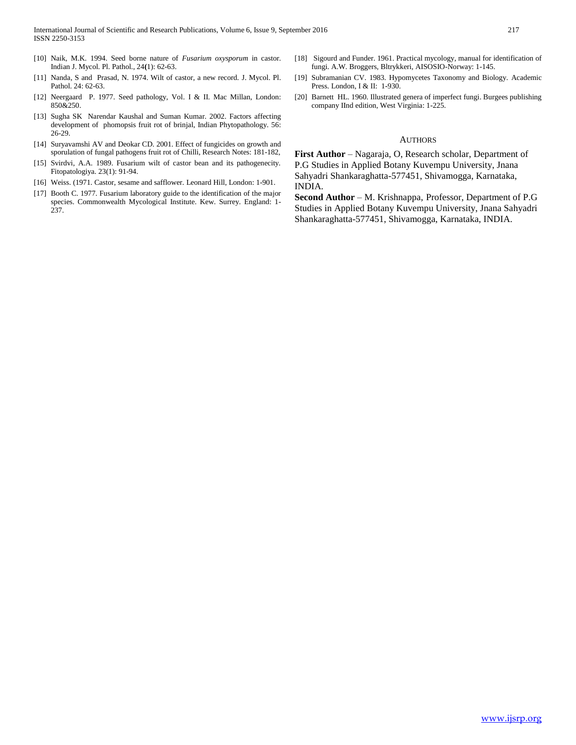[10] Naik, M.K. 1994. Seed borne nature of *Fusarium oxysporum* in castor. Indian J. Mycol. Pl. Pathol., 24**(**1): 62-63.

[11] Nanda, S and Prasad, N. 1974. Wilt of castor, a new record. J. Mycol. Pl. Pathol. 24: 62-63.

[12] Neergaard P. 1977. Seed pathology, Vol. I & II. Mac Millan, London: 850&250.

[13] Sugha SK Narendar Kaushal and Suman Kumar. 2002. Factors affecting development of phomopsis fruit rot of brinjal, Indian Phytopathology. 56: 26-29.

[14] Suryavamshi AV and Deokar CD. 2001. Effect of fungicides on growth and sporulation of fungal pathogens fruit rot of Chilli, Research Notes: 181-182,

[15] Svirdvi, A.A. 1989. Fusarium wilt of castor bean and its pathogenecity. Fitopatologiya. 23(1): 91-94.

[16] Weiss. (1971. Castor, sesame and safflower. Leonard Hill, London: 1-901.

[17] Booth C. 1977. Fusarium laboratory guide to the identification of the major species. Commonwealth Mycological Institute. Kew. Surrey. England: 1-237.

[18] Sigourd and Funder. 1961. Practical mycology, manual for identification of fungi. A.W. Broggers, Bltrykkeri, AISOSIO-Norway: 1-145.

[19] Subramanian CV. 1983. Hypomycetes Taxonomy and Biology. Academic Press. London, I & II: 1-930.

[20] Barnett HL. 1960. Illustrated genera of imperfect fungi. Burgees publishing company IInd edition, West Virginia: 1-225.

## AUTHORS

**First Author** – Nagaraja, O, Research scholar, Department of P.G Studies in Applied Botany Kuvempu University, Jnana Sahyadri Shankaraghatta-577451, Shivamogga, Karnataka, INDIA.

**Second Author** – M. Krishnappa, Professor, Department of P.G Studies in Applied Botany Kuvempu University, Jnana Sahyadri Shankaraghatta-577451, Shivamogga, Karnataka, INDIA.